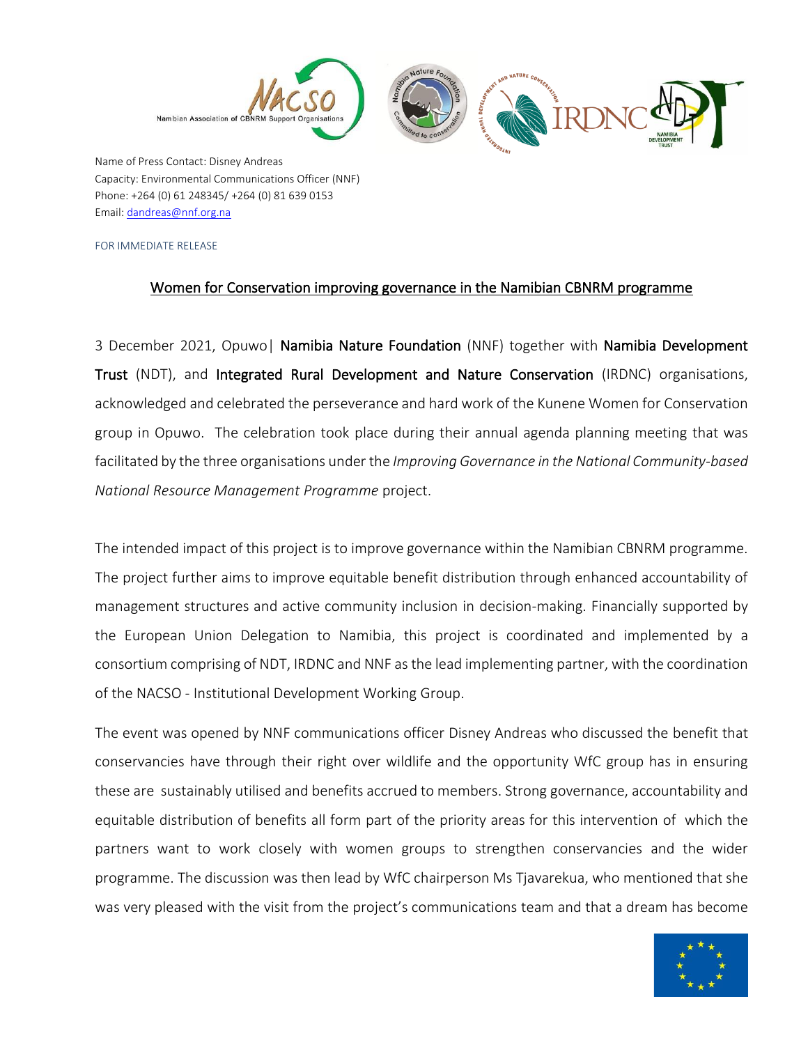Name of Press Contact: Disney Andreas
Capacity: Environmental Communications Officer (NNF)
Phone: +264 (0) 61 248345/ +264 (0) 81 639 0153
Email: dandreas@nnf.org.na

FOR IMMEDIATE RELEASE

## Women for Conservation improving governance in the Namibian CBNRM programme

3 December 2021, Opuwo| **Namibia Nature Foundation** (NNF) together with **Namibia Development Trust** (NDT), and **Integrated Rural Development and Nature Conservation** (IRDNC) organisations, acknowledged and celebrated the perseverance and hard work of the Kunene Women for Conservation group in Opuwo. The celebration took place during their annual agenda planning meeting that was facilitated by the three organisations under the *Improving Governance in the National Community-based National Resource Management Programme* project.

The intended impact of this project is to improve governance within the Namibian CBNRM programme. The project further aims to improve equitable benefit distribution through enhanced accountability of management structures and active community inclusion in decision-making. Financially supported by the European Union Delegation to Namibia, this project is coordinated and implemented by a consortium comprising of NDT, IRDNC and NNF as the lead implementing partner, with the coordination of the NACSO - Institutional Development Working Group.

The event was opened by NNF communications officer Disney Andreas who discussed the benefit that conservancies have through their right over wildlife and the opportunity WfC group has in ensuring these are sustainably utilised and benefits accrued to members. Strong governance, accountability and equitable distribution of benefits all form part of the priority areas for this intervention of which the partners want to work closely with women groups to strengthen conservancies and the wider programme. The discussion was then lead by WfC chairperson Ms Tjavarekua, who mentioned that she was very pleased with the visit from the project's communications team and that a dream has become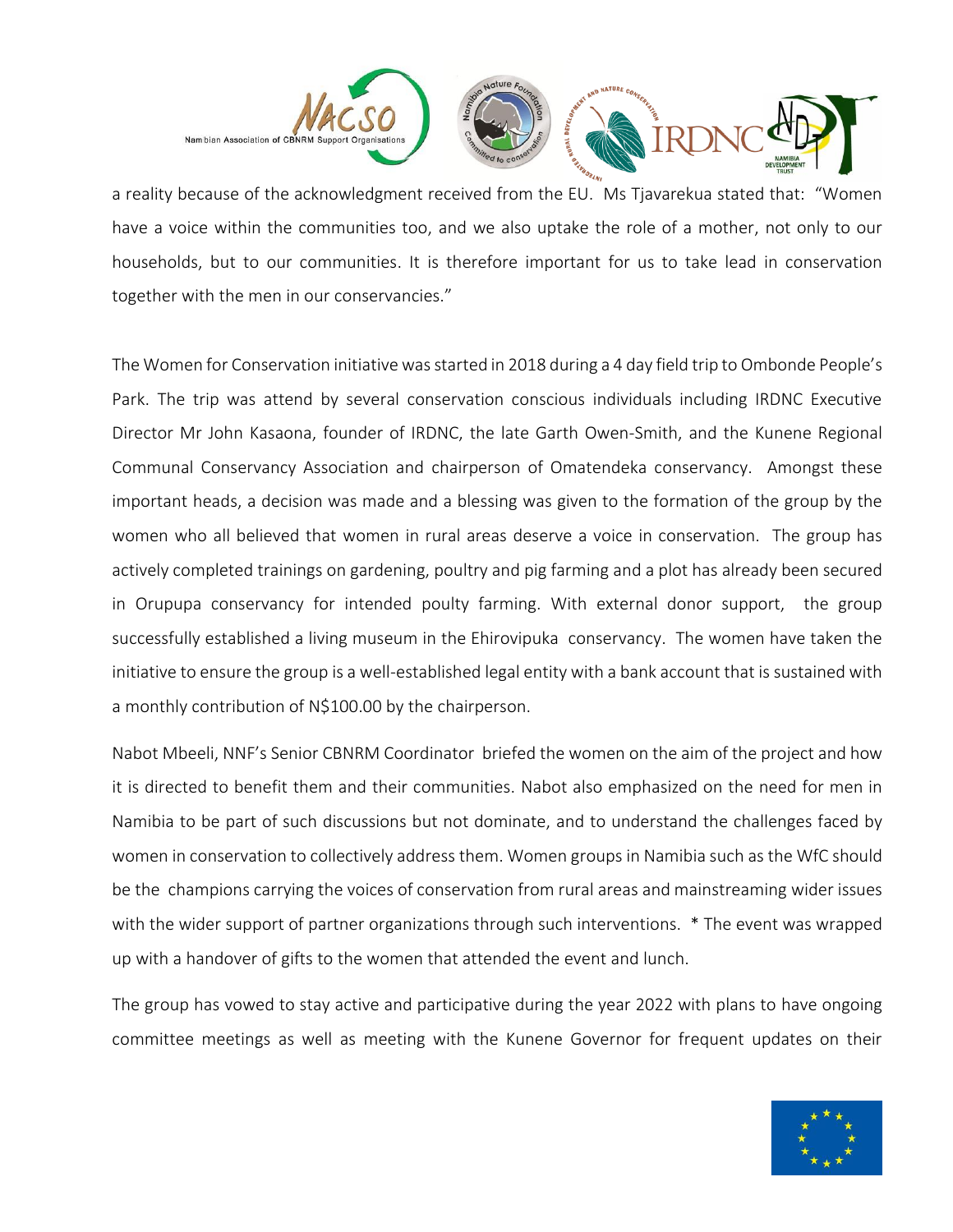a reality because of the acknowledgment received from the EU. Ms Tjavarekua stated that: "Women have a voice within the communities too, and we also uptake the role of a mother, not only to our households, but to our communities. It is therefore important for us to take lead in conservation together with the men in our conservancies."

The Women for Conservation initiative was started in 2018 during a 4 day field trip to Ombonde People's Park. The trip was attend by several conservation conscious individuals including IRDNC Executive Director Mr John Kasaona, founder of IRDNC, the late Garth Owen-Smith, and the Kunene Regional Communal Conservancy Association and chairperson of Omatendeka conservancy. Amongst these important heads, a decision was made and a blessing was given to the formation of the group by the women who all believed that women in rural areas deserve a voice in conservation. The group has actively completed trainings on gardening, poultry and pig farming and a plot has already been secured in Orupupa conservancy for intended poulty farming. With external donor support, the group successfully established a living museum in the Ehirovipuka conservancy. The women have taken the initiative to ensure the group is a well-established legal entity with a bank account that is sustained with a monthly contribution of N$100.00 by the chairperson.

Nabot Mbeeli, NNF's Senior CBNRM Coordinator briefed the women on the aim of the project and how it is directed to benefit them and their communities. Nabot also emphasized on the need for men in Namibia to be part of such discussions but not dominate, and to understand the challenges faced by women in conservation to collectively address them. Women groups in Namibia such as the WfC should be the champions carrying the voices of conservation from rural areas and mainstreaming wider issues with the wider support of partner organizations through such interventions. * The event was wrapped up with a handover of gifts to the women that attended the event and lunch.

The group has vowed to stay active and participative during the year 2022 with plans to have ongoing committee meetings as well as meeting with the Kunene Governor for frequent updates on their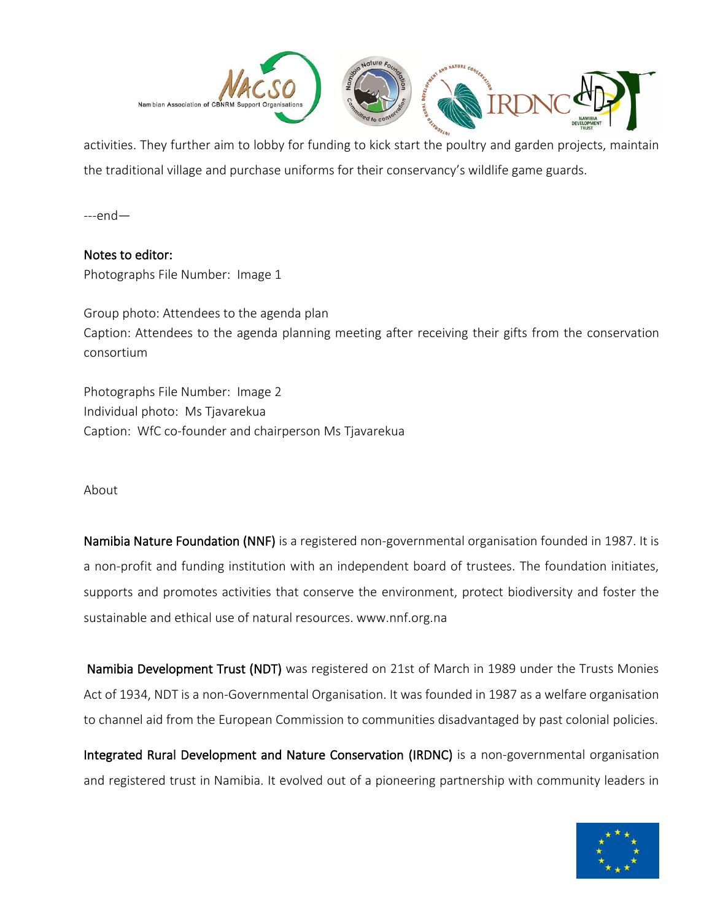activities. They further aim to lobby for funding to kick start the poultry and garden projects, maintain the traditional village and purchase uniforms for their conservancy's wildlife game guards.

---end—

**Notes to editor:**

Photographs File Number: Image 1

Group photo: Attendees to the agenda plan

Caption: Attendees to the agenda planning meeting after receiving their gifts from the conservation consortium

Photographs File Number: Image 2

Individual photo: Ms Tjavarekua

Caption: WfC co-founder and chairperson Ms Tjavarekua

About

**Namibia Nature Foundation (NNF)** is a registered non-governmental organisation founded in 1987. It is a non-profit and funding institution with an independent board of trustees. The foundation initiates, supports and promotes activities that conserve the environment, protect biodiversity and foster the sustainable and ethical use of natural resources. www.nnf.org.na

**Namibia Development Trust (NDT)** was registered on 21st of March in 1989 under the Trusts Monies Act of 1934, NDT is a non-Governmental Organisation. It was founded in 1987 as a welfare organisation to channel aid from the European Commission to communities disadvantaged by past colonial policies.

**Integrated Rural Development and Nature Conservation (IRDNC)** is a non-governmental organisation and registered trust in Namibia. It evolved out of a pioneering partnership with community leaders in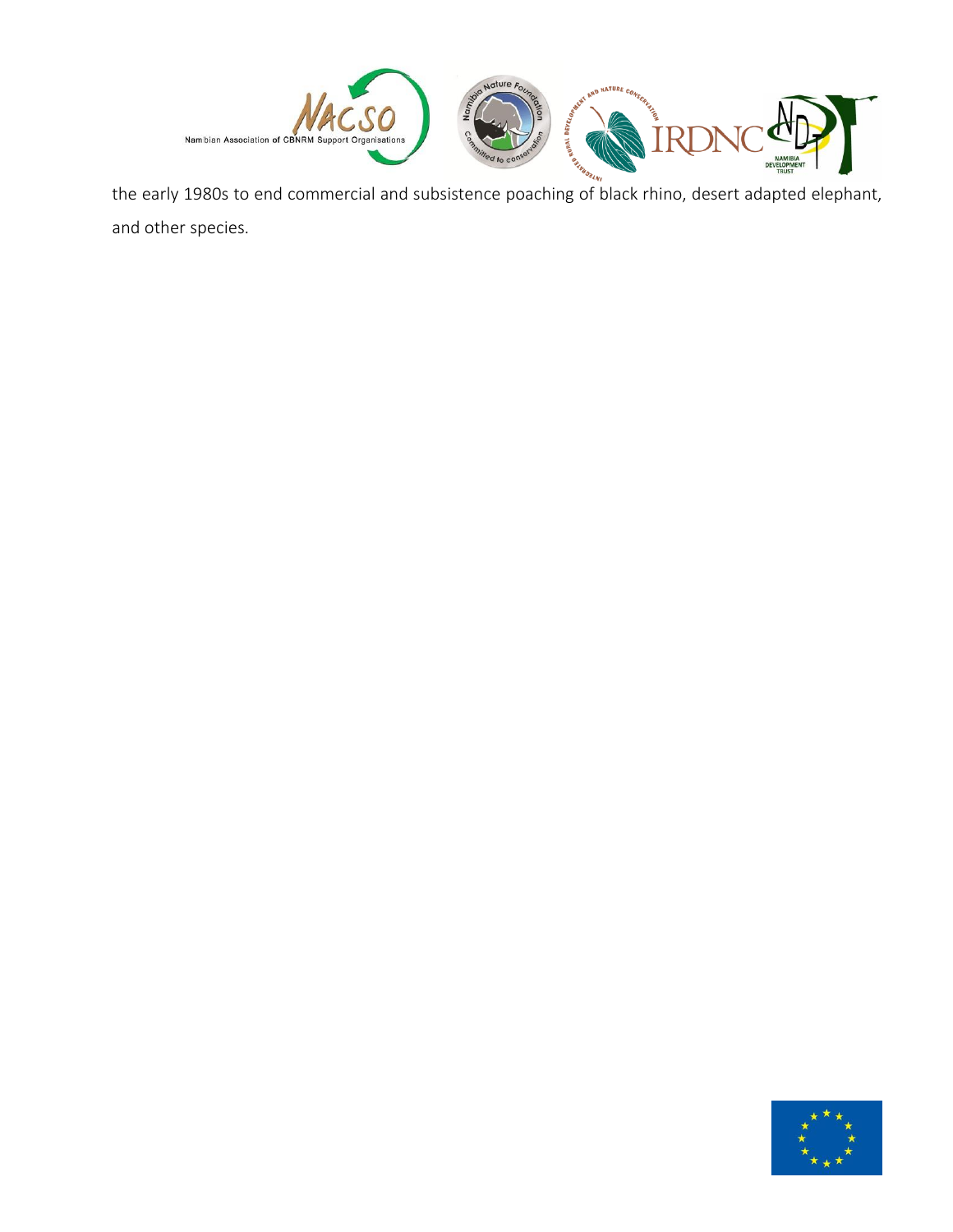the early 1980s to end commercial and subsistence poaching of black rhino, desert adapted elephant, and other species.